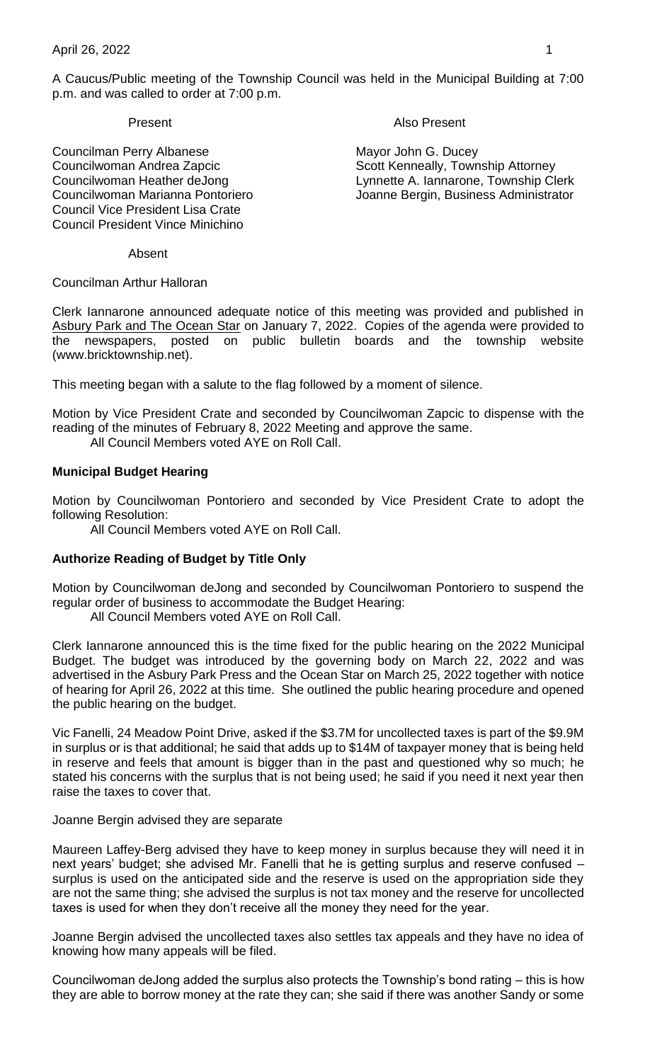A Caucus/Public meeting of the Township Council was held in the Municipal Building at 7:00 p.m. and was called to order at 7:00 p.m.

| Present | Also Present |
|---|---|
| Councilman Perry Albanese | Mayor John G. Ducey |
| Councilwoman Andrea Zapcic | Scott Kenneally, Township Attorney |
| Councilwoman Heather deJong | Lynnette A. Iannarone, Township Clerk |
| Councilwoman Marianna Pontoriero | Joanne Bergin, Business Administrator |
| Council Vice President Lisa Crate | |
| Council President Vince Minichino | |

Absent

Councilman Arthur Halloran

Clerk Iannarone announced adequate notice of this meeting was provided and published in Asbury Park and The Ocean Star on January 7, 2022. Copies of the agenda were provided to the newspapers, posted on public bulletin boards and the township website (www.bricktownship.net).

This meeting began with a salute to the flag followed by a moment of silence.

Motion by Vice President Crate and seconded by Councilwoman Zapcic to dispense with the reading of the minutes of February 8, 2022 Meeting and approve the same.

All Council Members voted AYE on Roll Call.

**Municipal Budget Hearing**

Motion by Councilwoman Pontoriero and seconded by Vice President Crate to adopt the following Resolution:

All Council Members voted AYE on Roll Call.

**Authorize Reading of Budget by Title Only**

Motion by Councilwoman deJong and seconded by Councilwoman Pontoriero to suspend the regular order of business to accommodate the Budget Hearing:

All Council Members voted AYE on Roll Call.

Clerk Iannarone announced this is the time fixed for the public hearing on the 2022 Municipal Budget. The budget was introduced by the governing body on March 22, 2022 and was advertised in the Asbury Park Press and the Ocean Star on March 25, 2022 together with notice of hearing for April 26, 2022 at this time. She outlined the public hearing procedure and opened the public hearing on the budget.

Vic Fanelli, 24 Meadow Point Drive, asked if the \$3.7M for uncollected taxes is part of the \$9.9M in surplus or is that additional; he said that adds up to \$14M of taxpayer money that is being held in reserve and feels that amount is bigger than in the past and questioned why so much; he stated his concerns with the surplus that is not being used; he said if you need it next year then raise the taxes to cover that.

Joanne Bergin advised they are separate

Maureen Laffey-Berg advised they have to keep money in surplus because they will need it in next years' budget; she advised Mr. Fanelli that he is getting surplus and reserve confused – surplus is used on the anticipated side and the reserve is used on the appropriation side they are not the same thing; she advised the surplus is not tax money and the reserve for uncollected taxes is used for when they don't receive all the money they need for the year.

Joanne Bergin advised the uncollected taxes also settles tax appeals and they have no idea of knowing how many appeals will be filed.

Councilwoman deJong added the surplus also protects the Township's bond rating – this is how they are able to borrow money at the rate they can; she said if there was another Sandy or some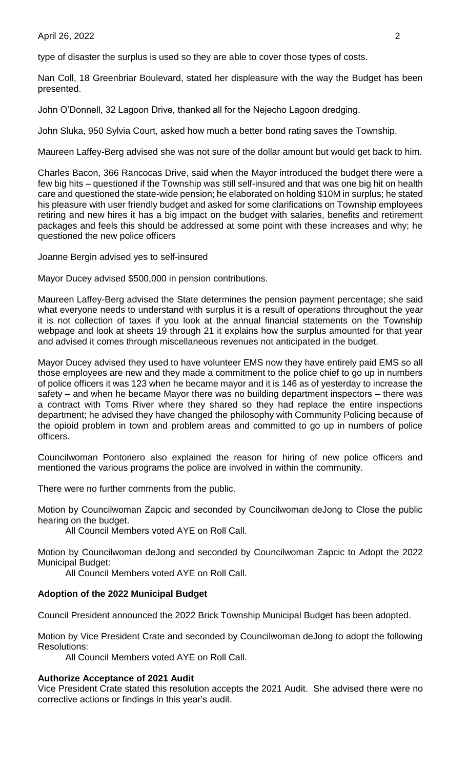type of disaster the surplus is used so they are able to cover those types of costs.

Nan Coll, 18 Greenbriar Boulevard, stated her displeasure with the way the Budget has been presented.

John O'Donnell, 32 Lagoon Drive, thanked all for the Nejecho Lagoon dredging.

John Sluka, 950 Sylvia Court, asked how much a better bond rating saves the Township.

Maureen Laffey-Berg advised she was not sure of the dollar amount but would get back to him.

Charles Bacon, 366 Rancocas Drive, said when the Mayor introduced the budget there were a few big hits – questioned if the Township was still self-insured and that was one big hit on health care and questioned the state-wide pension; he elaborated on holding $10M in surplus; he stated his pleasure with user friendly budget and asked for some clarifications on Township employees retiring and new hires it has a big impact on the budget with salaries, benefits and retirement packages and feels this should be addressed at some point with these increases and why; he questioned the new police officers

Joanne Bergin advised yes to self-insured

Mayor Ducey advised $500,000 in pension contributions.

Maureen Laffey-Berg advised the State determines the pension payment percentage; she said what everyone needs to understand with surplus it is a result of operations throughout the year it is not collection of taxes if you look at the annual financial statements on the Township webpage and look at sheets 19 through 21 it explains how the surplus amounted for that year and advised it comes through miscellaneous revenues not anticipated in the budget.

Mayor Ducey advised they used to have volunteer EMS now they have entirely paid EMS so all those employees are new and they made a commitment to the police chief to go up in numbers of police officers it was 123 when he became mayor and it is 146 as of yesterday to increase the safety – and when he became Mayor there was no building department inspectors – there was a contract with Toms River where they shared so they had replace the entire inspections department; he advised they have changed the philosophy with Community Policing because of the opioid problem in town and problem areas and committed to go up in numbers of police officers.

Councilwoman Pontoriero also explained the reason for hiring of new police officers and mentioned the various programs the police are involved in within the community.

There were no further comments from the public.

Motion by Councilwoman Zapcic and seconded by Councilwoman deJong to Close the public hearing on the budget.

All Council Members voted AYE on Roll Call.

Motion by Councilwoman deJong and seconded by Councilwoman Zapcic to Adopt the 2022 Municipal Budget:

All Council Members voted AYE on Roll Call.

**Adoption of the 2022 Municipal Budget**

Council President announced the 2022 Brick Township Municipal Budget has been adopted.

Motion by Vice President Crate and seconded by Councilwoman deJong to adopt the following Resolutions:

All Council Members voted AYE on Roll Call.

**Authorize Acceptance of 2021 Audit**

Vice President Crate stated this resolution accepts the 2021 Audit. She advised there were no corrective actions or findings in this year's audit.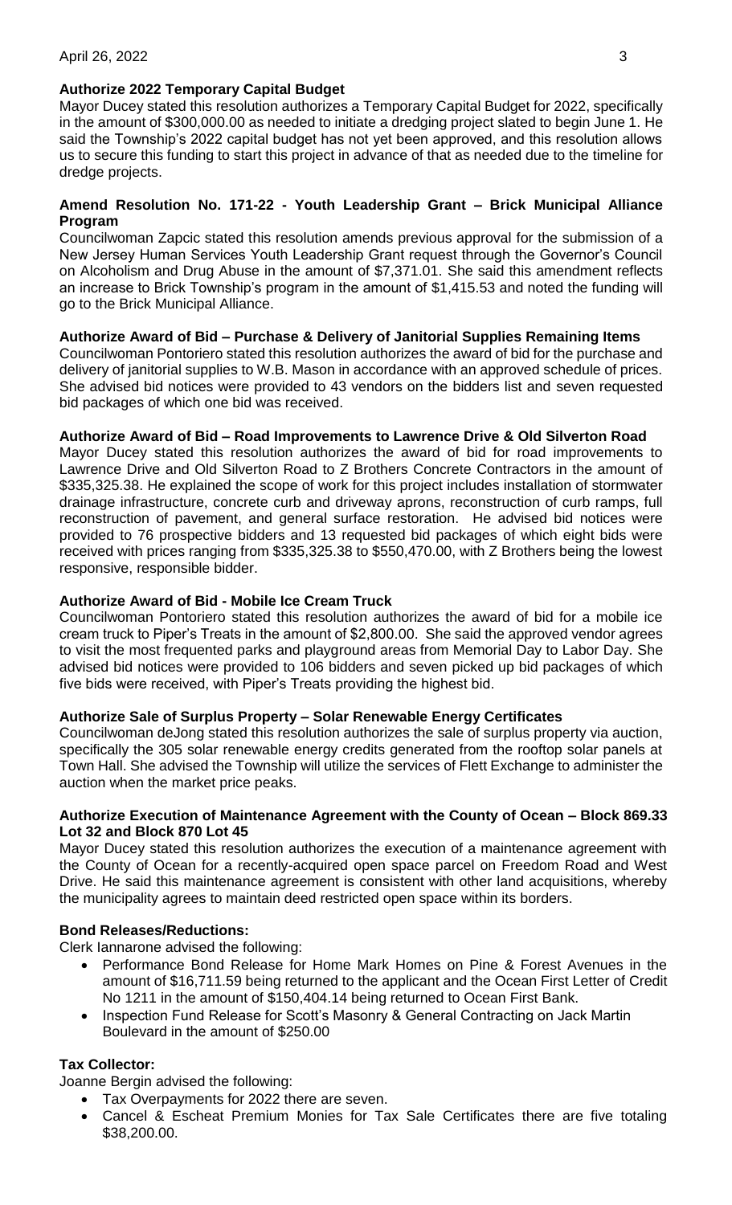**Authorize 2022 Temporary Capital Budget**

Mayor Ducey stated this resolution authorizes a Temporary Capital Budget for 2022, specifically in the amount of $300,000.00 as needed to initiate a dredging project slated to begin June 1. He said the Township's 2022 capital budget has not yet been approved, and this resolution allows us to secure this funding to start this project in advance of that as needed due to the timeline for dredge projects.

**Amend Resolution No. 171-22 - Youth Leadership Grant – Brick Municipal Alliance Program**

Councilwoman Zapcic stated this resolution amends previous approval for the submission of a New Jersey Human Services Youth Leadership Grant request through the Governor's Council on Alcoholism and Drug Abuse in the amount of $7,371.01. She said this amendment reflects an increase to Brick Township's program in the amount of $1,415.53 and noted the funding will go to the Brick Municipal Alliance.

**Authorize Award of Bid – Purchase & Delivery of Janitorial Supplies Remaining Items**

Councilwoman Pontoriero stated this resolution authorizes the award of bid for the purchase and delivery of janitorial supplies to W.B. Mason in accordance with an approved schedule of prices. She advised bid notices were provided to 43 vendors on the bidders list and seven requested bid packages of which one bid was received.

**Authorize Award of Bid – Road Improvements to Lawrence Drive & Old Silverton Road**

Mayor Ducey stated this resolution authorizes the award of bid for road improvements to Lawrence Drive and Old Silverton Road to Z Brothers Concrete Contractors in the amount of $335,325.38. He explained the scope of work for this project includes installation of stormwater drainage infrastructure, concrete curb and driveway aprons, reconstruction of curb ramps, full reconstruction of pavement, and general surface restoration. He advised bid notices were provided to 76 prospective bidders and 13 requested bid packages of which eight bids were received with prices ranging from $335,325.38 to $550,470.00, with Z Brothers being the lowest responsive, responsible bidder.

**Authorize Award of Bid - Mobile Ice Cream Truck**

Councilwoman Pontoriero stated this resolution authorizes the award of bid for a mobile ice cream truck to Piper's Treats in the amount of $2,800.00. She said the approved vendor agrees to visit the most frequented parks and playground areas from Memorial Day to Labor Day. She advised bid notices were provided to 106 bidders and seven picked up bid packages of which five bids were received, with Piper's Treats providing the highest bid.

**Authorize Sale of Surplus Property – Solar Renewable Energy Certificates**

Councilwoman deJong stated this resolution authorizes the sale of surplus property via auction, specifically the 305 solar renewable energy credits generated from the rooftop solar panels at Town Hall. She advised the Township will utilize the services of Flett Exchange to administer the auction when the market price peaks.

**Authorize Execution of Maintenance Agreement with the County of Ocean – Block 869.33 Lot 32 and Block 870 Lot 45**

Mayor Ducey stated this resolution authorizes the execution of a maintenance agreement with the County of Ocean for a recently-acquired open space parcel on Freedom Road and West Drive. He said this maintenance agreement is consistent with other land acquisitions, whereby the municipality agrees to maintain deed restricted open space within its borders.

**Bond Releases/Reductions:**

Clerk Iannarone advised the following:

- Performance Bond Release for Home Mark Homes on Pine & Forest Avenues in the amount of $16,711.59 being returned to the applicant and the Ocean First Letter of Credit No 1211 in the amount of $150,404.14 being returned to Ocean First Bank.
- Inspection Fund Release for Scott's Masonry & General Contracting on Jack Martin Boulevard in the amount of $250.00

**Tax Collector:**

Joanne Bergin advised the following:

- Tax Overpayments for 2022 there are seven.
- Cancel & Escheat Premium Monies for Tax Sale Certificates there are five totaling $38,200.00.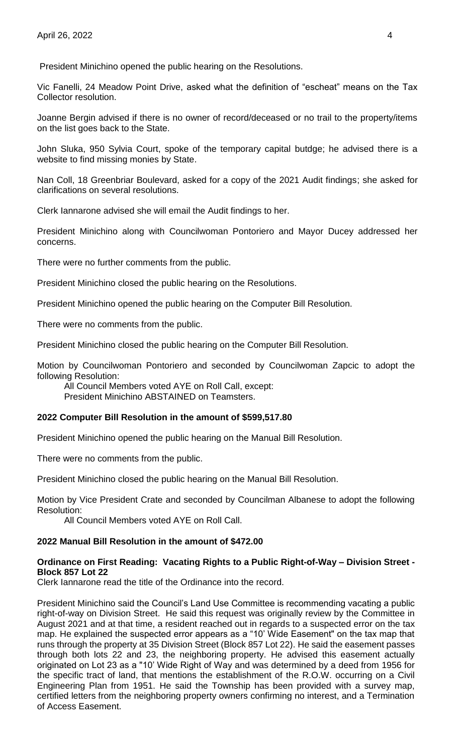President Minichino opened the public hearing on the Resolutions.

Vic Fanelli, 24 Meadow Point Drive, asked what the definition of "escheat" means on the Tax Collector resolution.

Joanne Bergin advised if there is no owner of record/deceased or no trail to the property/items on the list goes back to the State.

John Sluka, 950 Sylvia Court, spoke of the temporary capital butdge; he advised there is a website to find missing monies by State.

Nan Coll, 18 Greenbriar Boulevard, asked for a copy of the 2021 Audit findings; she asked for clarifications on several resolutions.

Clerk Iannarone advised she will email the Audit findings to her.

President Minichino along with Councilwoman Pontoriero and Mayor Ducey addressed her concerns.

There were no further comments from the public.

President Minichino closed the public hearing on the Resolutions.

President Minichino opened the public hearing on the Computer Bill Resolution.

There were no comments from the public.

President Minichino closed the public hearing on the Computer Bill Resolution.

Motion by Councilwoman Pontoriero and seconded by Councilwoman Zapcic to adopt the following Resolution:

All Council Members voted AYE on Roll Call, except:
President Minichino ABSTAINED on Teamsters.

**2022 Computer Bill Resolution in the amount of $599,517.80**

President Minichino opened the public hearing on the Manual Bill Resolution.

There were no comments from the public.

President Minichino closed the public hearing on the Manual Bill Resolution.

Motion by Vice President Crate and seconded by Councilman Albanese to adopt the following Resolution:

All Council Members voted AYE on Roll Call.

**2022 Manual Bill Resolution in the amount of $472.00**

**Ordinance on First Reading: Vacating Rights to a Public Right-of-Way – Division Street - Block 857 Lot 22**

Clerk Iannarone read the title of the Ordinance into the record.

President Minichino said the Council's Land Use Committee is recommending vacating a public right-of-way on Division Street. He said this request was originally review by the Committee in August 2021 and at that time, a resident reached out in regards to a suspected error on the tax map. He explained the suspected error appears as a "10' Wide Easement" on the tax map that runs through the property at 35 Division Street (Block 857 Lot 22). He said the easement passes through both lots 22 and 23, the neighboring property. He advised this easement actually originated on Lot 23 as a "10' Wide Right of Way and was determined by a deed from 1956 for the specific tract of land, that mentions the establishment of the R.O.W. occurring on a Civil Engineering Plan from 1951. He said the Township has been provided with a survey map, certified letters from the neighboring property owners confirming no interest, and a Termination of Access Easement.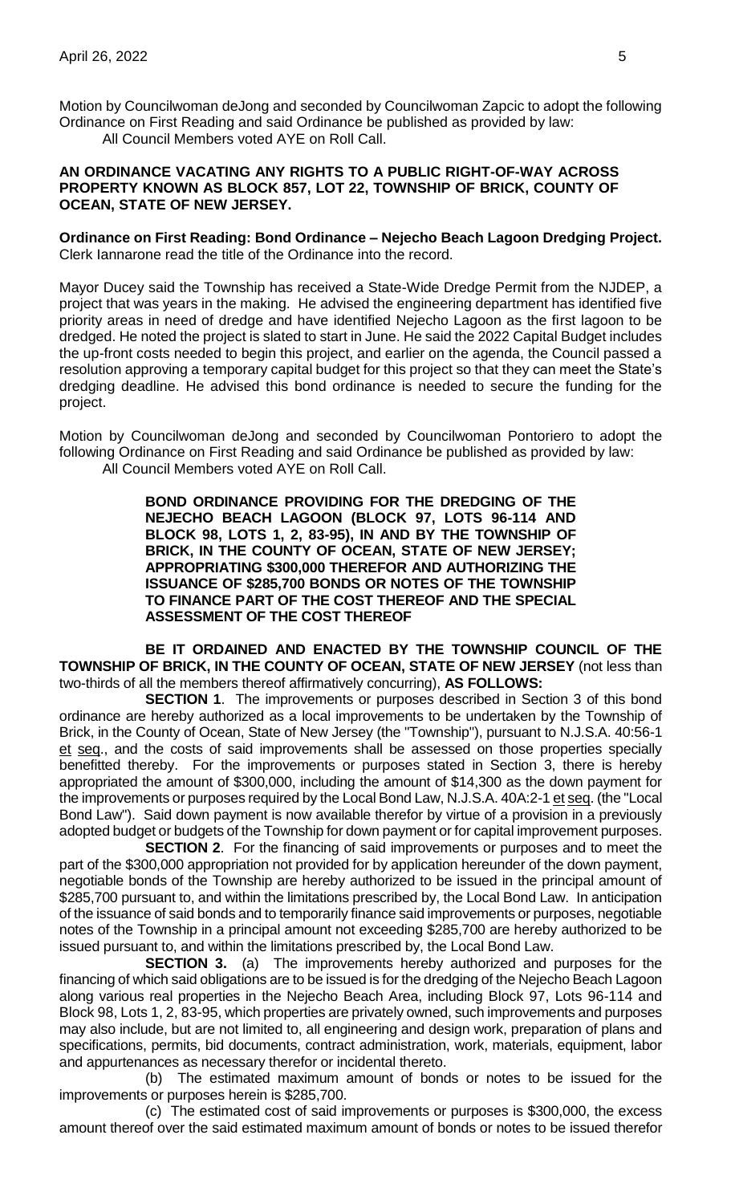Motion by Councilwoman deJong and seconded by Councilwoman Zapcic to adopt the following Ordinance on First Reading and said Ordinance be published as provided by law:

All Council Members voted AYE on Roll Call.

**AN ORDINANCE VACATING ANY RIGHTS TO A PUBLIC RIGHT-OF-WAY ACROSS PROPERTY KNOWN AS BLOCK 857, LOT 22, TOWNSHIP OF BRICK, COUNTY OF OCEAN, STATE OF NEW JERSEY.**

**Ordinance on First Reading: Bond Ordinance – Nejecho Beach Lagoon Dredging Project.** Clerk Iannarone read the title of the Ordinance into the record.

Mayor Ducey said the Township has received a State-Wide Dredge Permit from the NJDEP, a project that was years in the making. He advised the engineering department has identified five priority areas in need of dredge and have identified Nejecho Lagoon as the first lagoon to be dredged. He noted the project is slated to start in June. He said the 2022 Capital Budget includes the up-front costs needed to begin this project, and earlier on the agenda, the Council passed a resolution approving a temporary capital budget for this project so that they can meet the State's dredging deadline. He advised this bond ordinance is needed to secure the funding for the project.

Motion by Councilwoman deJong and seconded by Councilwoman Pontoriero to adopt the following Ordinance on First Reading and said Ordinance be published as provided by law:

All Council Members voted AYE on Roll Call.

**BOND ORDINANCE PROVIDING FOR THE DREDGING OF THE NEJECHO BEACH LAGOON (BLOCK 97, LOTS 96-114 AND BLOCK 98, LOTS 1, 2, 83-95), IN AND BY THE TOWNSHIP OF BRICK, IN THE COUNTY OF OCEAN, STATE OF NEW JERSEY; APPROPRIATING \$300,000 THEREFOR AND AUTHORIZING THE ISSUANCE OF \$285,700 BONDS OR NOTES OF THE TOWNSHIP TO FINANCE PART OF THE COST THEREOF AND THE SPECIAL ASSESSMENT OF THE COST THEREOF**

**BE IT ORDAINED AND ENACTED BY THE TOWNSHIP COUNCIL OF THE TOWNSHIP OF BRICK, IN THE COUNTY OF OCEAN, STATE OF NEW JERSEY** (not less than two-thirds of all the members thereof affirmatively concurring), **AS FOLLOWS:**

**SECTION 1**. The improvements or purposes described in Section 3 of this bond ordinance are hereby authorized as a local improvements to be undertaken by the Township of Brick, in the County of Ocean, State of New Jersey (the "Township"), pursuant to N.J.S.A. 40:56-1 et seq., and the costs of said improvements shall be assessed on those properties specially benefitted thereby. For the improvements or purposes stated in Section 3, there is hereby appropriated the amount of \$300,000, including the amount of \$14,300 as the down payment for the improvements or purposes required by the Local Bond Law, N.J.S.A. 40A:2-1 et seq. (the "Local Bond Law"). Said down payment is now available therefor by virtue of a provision in a previously adopted budget or budgets of the Township for down payment or for capital improvement purposes.

**SECTION 2**. For the financing of said improvements or purposes and to meet the part of the \$300,000 appropriation not provided for by application hereunder of the down payment, negotiable bonds of the Township are hereby authorized to be issued in the principal amount of \$285,700 pursuant to, and within the limitations prescribed by, the Local Bond Law. In anticipation of the issuance of said bonds and to temporarily finance said improvements or purposes, negotiable notes of the Township in a principal amount not exceeding \$285,700 are hereby authorized to be issued pursuant to, and within the limitations prescribed by, the Local Bond Law.

**SECTION 3.** (a) The improvements hereby authorized and purposes for the financing of which said obligations are to be issued is for the dredging of the Nejecho Beach Lagoon along various real properties in the Nejecho Beach Area, including Block 97, Lots 96-114 and Block 98, Lots 1, 2, 83-95, which properties are privately owned, such improvements and purposes may also include, but are not limited to, all engineering and design work, preparation of plans and specifications, permits, bid documents, contract administration, work, materials, equipment, labor and appurtenances as necessary therefor or incidental thereto.

(b) The estimated maximum amount of bonds or notes to be issued for the improvements or purposes herein is \$285,700.

(c) The estimated cost of said improvements or purposes is \$300,000, the excess amount thereof over the said estimated maximum amount of bonds or notes to be issued therefor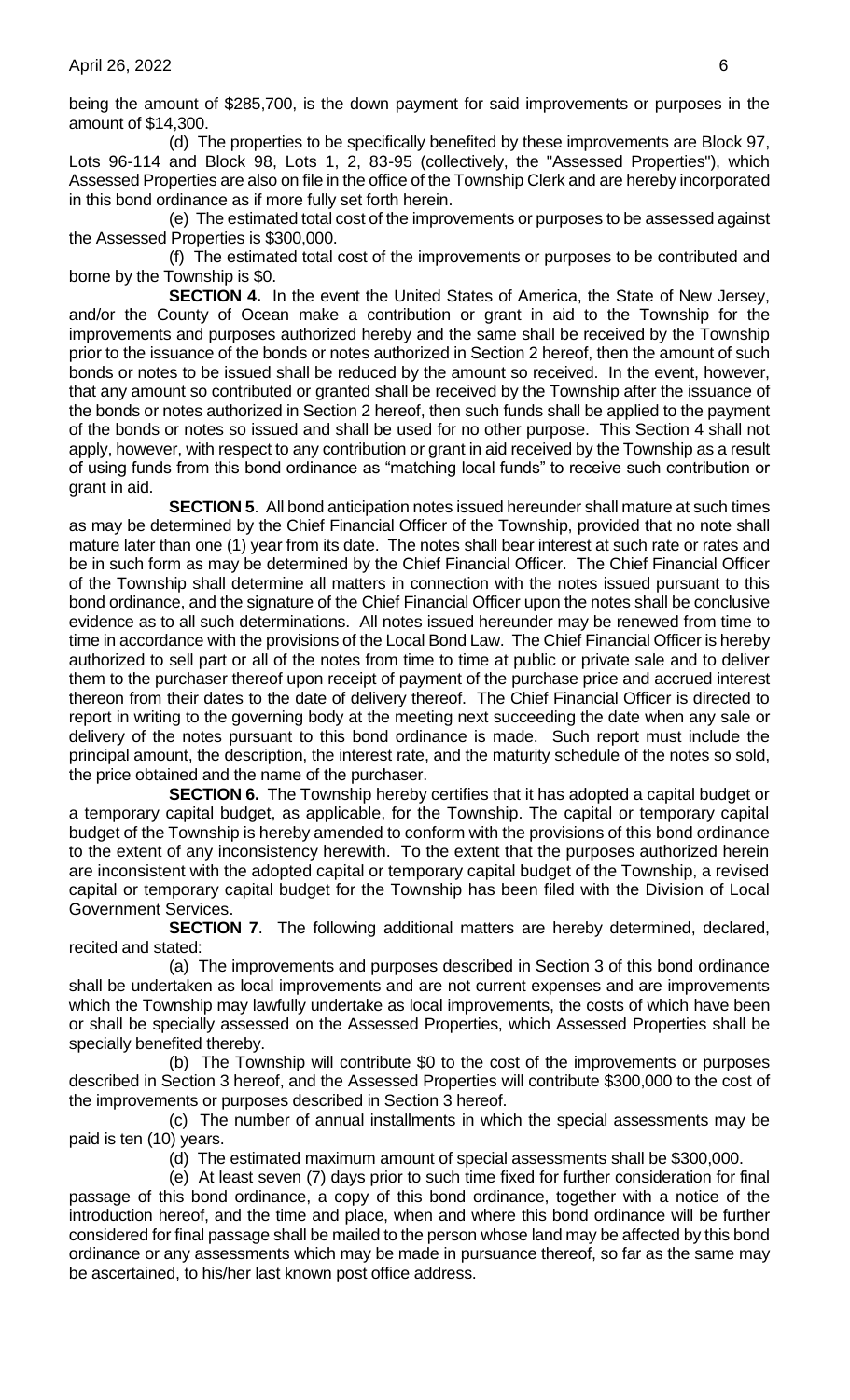being the amount of $285,700, is the down payment for said improvements or purposes in the amount of $14,300.

(d) The properties to be specifically benefited by these improvements are Block 97, Lots 96-114 and Block 98, Lots 1, 2, 83-95 (collectively, the "Assessed Properties"), which Assessed Properties are also on file in the office of the Township Clerk and are hereby incorporated in this bond ordinance as if more fully set forth herein.

(e) The estimated total cost of the improvements or purposes to be assessed against the Assessed Properties is $300,000.

(f) The estimated total cost of the improvements or purposes to be contributed and borne by the Township is $0.

**SECTION 4.** In the event the United States of America, the State of New Jersey, and/or the County of Ocean make a contribution or grant in aid to the Township for the improvements and purposes authorized hereby and the same shall be received by the Township prior to the issuance of the bonds or notes authorized in Section 2 hereof, then the amount of such bonds or notes to be issued shall be reduced by the amount so received. In the event, however, that any amount so contributed or granted shall be received by the Township after the issuance of the bonds or notes authorized in Section 2 hereof, then such funds shall be applied to the payment of the bonds or notes so issued and shall be used for no other purpose. This Section 4 shall not apply, however, with respect to any contribution or grant in aid received by the Township as a result of using funds from this bond ordinance as "matching local funds" to receive such contribution or grant in aid.

**SECTION 5**. All bond anticipation notes issued hereunder shall mature at such times as may be determined by the Chief Financial Officer of the Township, provided that no note shall mature later than one (1) year from its date. The notes shall bear interest at such rate or rates and be in such form as may be determined by the Chief Financial Officer. The Chief Financial Officer of the Township shall determine all matters in connection with the notes issued pursuant to this bond ordinance, and the signature of the Chief Financial Officer upon the notes shall be conclusive evidence as to all such determinations. All notes issued hereunder may be renewed from time to time in accordance with the provisions of the Local Bond Law. The Chief Financial Officer is hereby authorized to sell part or all of the notes from time to time at public or private sale and to deliver them to the purchaser thereof upon receipt of payment of the purchase price and accrued interest thereon from their dates to the date of delivery thereof. The Chief Financial Officer is directed to report in writing to the governing body at the meeting next succeeding the date when any sale or delivery of the notes pursuant to this bond ordinance is made. Such report must include the principal amount, the description, the interest rate, and the maturity schedule of the notes so sold, the price obtained and the name of the purchaser.

**SECTION 6.** The Township hereby certifies that it has adopted a capital budget or a temporary capital budget, as applicable, for the Township. The capital or temporary capital budget of the Township is hereby amended to conform with the provisions of this bond ordinance to the extent of any inconsistency herewith. To the extent that the purposes authorized herein are inconsistent with the adopted capital or temporary capital budget of the Township, a revised capital or temporary capital budget for the Township has been filed with the Division of Local Government Services.

**SECTION 7**. The following additional matters are hereby determined, declared, recited and stated:

(a) The improvements and purposes described in Section 3 of this bond ordinance shall be undertaken as local improvements and are not current expenses and are improvements which the Township may lawfully undertake as local improvements, the costs of which have been or shall be specially assessed on the Assessed Properties, which Assessed Properties shall be specially benefited thereby.

(b) The Township will contribute $0 to the cost of the improvements or purposes described in Section 3 hereof, and the Assessed Properties will contribute $300,000 to the cost of the improvements or purposes described in Section 3 hereof.

(c) The number of annual installments in which the special assessments may be paid is ten (10) years.

(d) The estimated maximum amount of special assessments shall be $300,000.

(e) At least seven (7) days prior to such time fixed for further consideration for final passage of this bond ordinance, a copy of this bond ordinance, together with a notice of the introduction hereof, and the time and place, when and where this bond ordinance will be further considered for final passage shall be mailed to the person whose land may be affected by this bond ordinance or any assessments which may be made in pursuance thereof, so far as the same may be ascertained, to his/her last known post office address.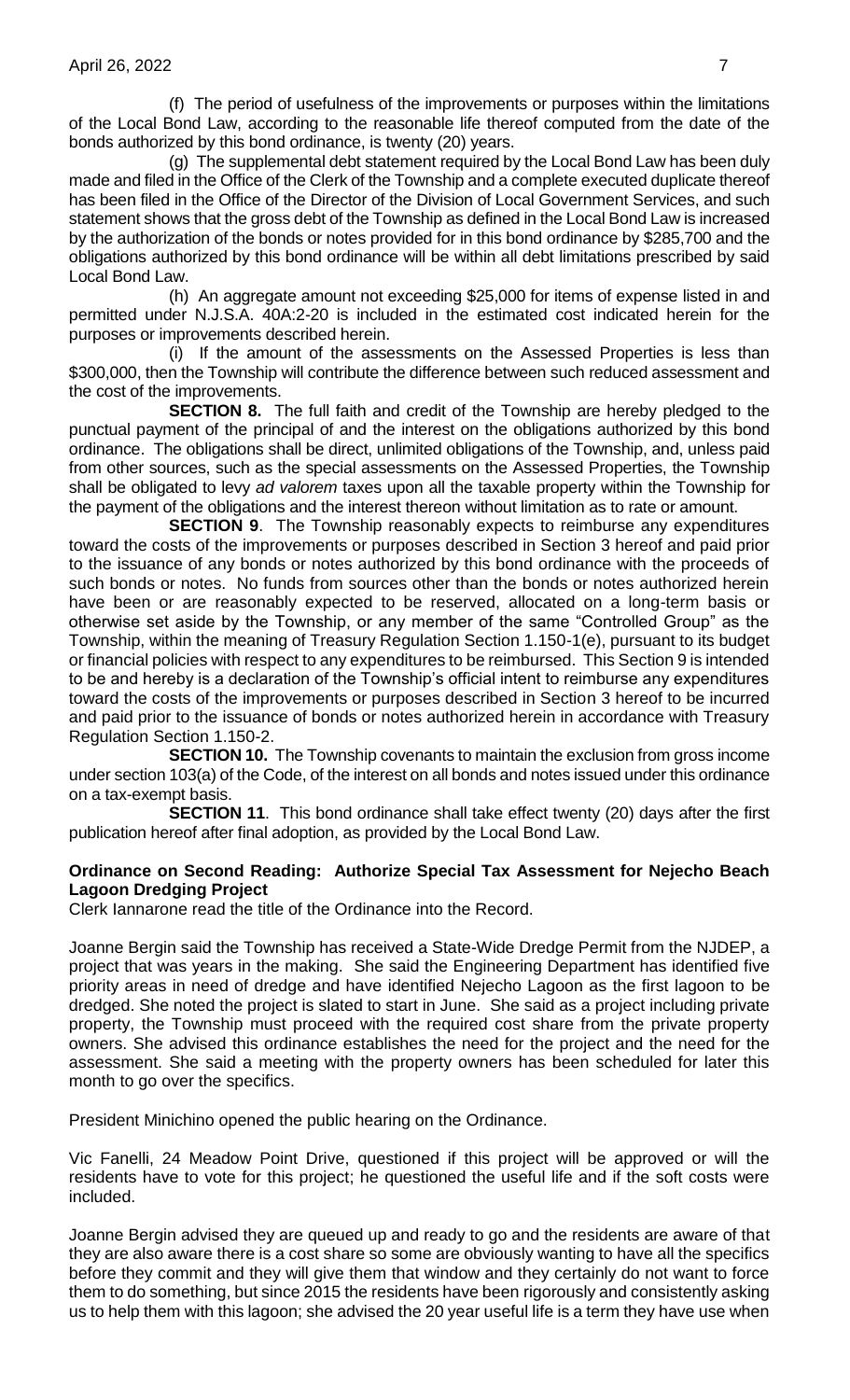(f) The period of usefulness of the improvements or purposes within the limitations of the Local Bond Law, according to the reasonable life thereof computed from the date of the bonds authorized by this bond ordinance, is twenty (20) years.

(g) The supplemental debt statement required by the Local Bond Law has been duly made and filed in the Office of the Clerk of the Township and a complete executed duplicate thereof has been filed in the Office of the Director of the Division of Local Government Services, and such statement shows that the gross debt of the Township as defined in the Local Bond Law is increased by the authorization of the bonds or notes provided for in this bond ordinance by $285,700 and the obligations authorized by this bond ordinance will be within all debt limitations prescribed by said Local Bond Law.

(h) An aggregate amount not exceeding $25,000 for items of expense listed in and permitted under N.J.S.A. 40A:2-20 is included in the estimated cost indicated herein for the purposes or improvements described herein.

(i) If the amount of the assessments on the Assessed Properties is less than $300,000, then the Township will contribute the difference between such reduced assessment and the cost of the improvements.

**SECTION 8.** The full faith and credit of the Township are hereby pledged to the punctual payment of the principal of and the interest on the obligations authorized by this bond ordinance. The obligations shall be direct, unlimited obligations of the Township, and, unless paid from other sources, such as the special assessments on the Assessed Properties, the Township shall be obligated to levy *ad valorem* taxes upon all the taxable property within the Township for the payment of the obligations and the interest thereon without limitation as to rate or amount.

**SECTION 9**. The Township reasonably expects to reimburse any expenditures toward the costs of the improvements or purposes described in Section 3 hereof and paid prior to the issuance of any bonds or notes authorized by this bond ordinance with the proceeds of such bonds or notes. No funds from sources other than the bonds or notes authorized herein have been or are reasonably expected to be reserved, allocated on a long-term basis or otherwise set aside by the Township, or any member of the same "Controlled Group" as the Township, within the meaning of Treasury Regulation Section 1.150-1(e), pursuant to its budget or financial policies with respect to any expenditures to be reimbursed. This Section 9 is intended to be and hereby is a declaration of the Township's official intent to reimburse any expenditures toward the costs of the improvements or purposes described in Section 3 hereof to be incurred and paid prior to the issuance of bonds or notes authorized herein in accordance with Treasury Regulation Section 1.150-2.

**SECTION 10.** The Township covenants to maintain the exclusion from gross income under section 103(a) of the Code, of the interest on all bonds and notes issued under this ordinance on a tax-exempt basis.

**SECTION 11**. This bond ordinance shall take effect twenty (20) days after the first publication hereof after final adoption, as provided by the Local Bond Law.

**Ordinance on Second Reading: Authorize Special Tax Assessment for Nejecho Beach Lagoon Dredging Project**

Clerk Iannarone read the title of the Ordinance into the Record.

Joanne Bergin said the Township has received a State-Wide Dredge Permit from the NJDEP, a project that was years in the making. She said the Engineering Department has identified five priority areas in need of dredge and have identified Nejecho Lagoon as the first lagoon to be dredged. She noted the project is slated to start in June. She said as a project including private property, the Township must proceed with the required cost share from the private property owners. She advised this ordinance establishes the need for the project and the need for the assessment. She said a meeting with the property owners has been scheduled for later this month to go over the specifics.

President Minichino opened the public hearing on the Ordinance.

Vic Fanelli, 24 Meadow Point Drive, questioned if this project will be approved or will the residents have to vote for this project; he questioned the useful life and if the soft costs were included.

Joanne Bergin advised they are queued up and ready to go and the residents are aware of that they are also aware there is a cost share so some are obviously wanting to have all the specifics before they commit and they will give them that window and they certainly do not want to force them to do something, but since 2015 the residents have been rigorously and consistently asking us to help them with this lagoon; she advised the 20 year useful life is a term they have use when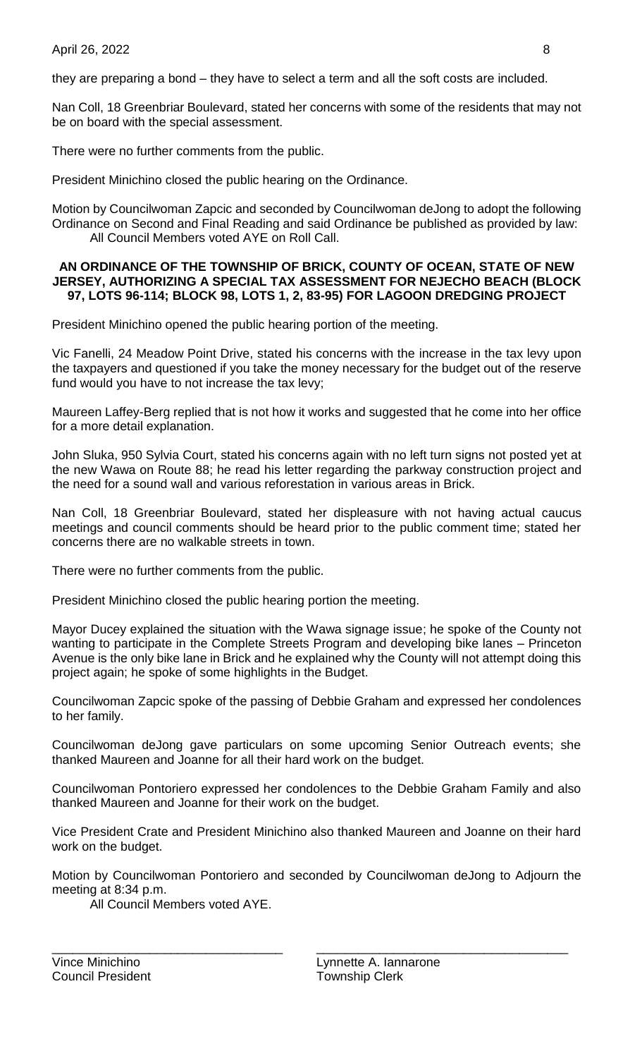they are preparing a bond – they have to select a term and all the soft costs are included.

Nan Coll, 18 Greenbriar Boulevard, stated her concerns with some of the residents that may not be on board with the special assessment.

There were no further comments from the public.

President Minichino closed the public hearing on the Ordinance.

Motion by Councilwoman Zapcic and seconded by Councilwoman deJong to adopt the following Ordinance on Second and Final Reading and said Ordinance be published as provided by law:
All Council Members voted AYE on Roll Call.

**AN ORDINANCE OF THE TOWNSHIP OF BRICK, COUNTY OF OCEAN, STATE OF NEW JERSEY, AUTHORIZING A SPECIAL TAX ASSESSMENT FOR NEJECHO BEACH (BLOCK 97, LOTS 96-114; BLOCK 98, LOTS 1, 2, 83-95) FOR LAGOON DREDGING PROJECT**

President Minichino opened the public hearing portion of the meeting.

Vic Fanelli, 24 Meadow Point Drive, stated his concerns with the increase in the tax levy upon the taxpayers and questioned if you take the money necessary for the budget out of the reserve fund would you have to not increase the tax levy;

Maureen Laffey-Berg replied that is not how it works and suggested that he come into her office for a more detail explanation.

John Sluka, 950 Sylvia Court, stated his concerns again with no left turn signs not posted yet at the new Wawa on Route 88; he read his letter regarding the parkway construction project and the need for a sound wall and various reforestation in various areas in Brick.

Nan Coll, 18 Greenbriar Boulevard, stated her displeasure with not having actual caucus meetings and council comments should be heard prior to the public comment time; stated her concerns there are no walkable streets in town.

There were no further comments from the public.

President Minichino closed the public hearing portion the meeting.

Mayor Ducey explained the situation with the Wawa signage issue; he spoke of the County not wanting to participate in the Complete Streets Program and developing bike lanes – Princeton Avenue is the only bike lane in Brick and he explained why the County will not attempt doing this project again; he spoke of some highlights in the Budget.

Councilwoman Zapcic spoke of the passing of Debbie Graham and expressed her condolences to her family.

Councilwoman deJong gave particulars on some upcoming Senior Outreach events; she thanked Maureen and Joanne for all their hard work on the budget.

Councilwoman Pontoriero expressed her condolences to the Debbie Graham Family and also thanked Maureen and Joanne for their work on the budget.

Vice President Crate and President Minichino also thanked Maureen and Joanne on their hard work on the budget.

Motion by Councilwoman Pontoriero and seconded by Councilwoman deJong to Adjourn the meeting at 8:34 p.m.
All Council Members voted AYE.

| | |
|---|---|
| \_\_\_\_\_\_\_\_\_\_\_\_\_\_\_\_\_\_\_\_\_\_\_\_\_\_\_\_ | \_\_\_\_\_\_\_\_\_\_\_\_\_\_\_\_\_\_\_\_\_\_\_\_\_\_\_\_ |
| Vince Minichino | Lynnette A. Iannarone |
| Council President | Township Clerk |